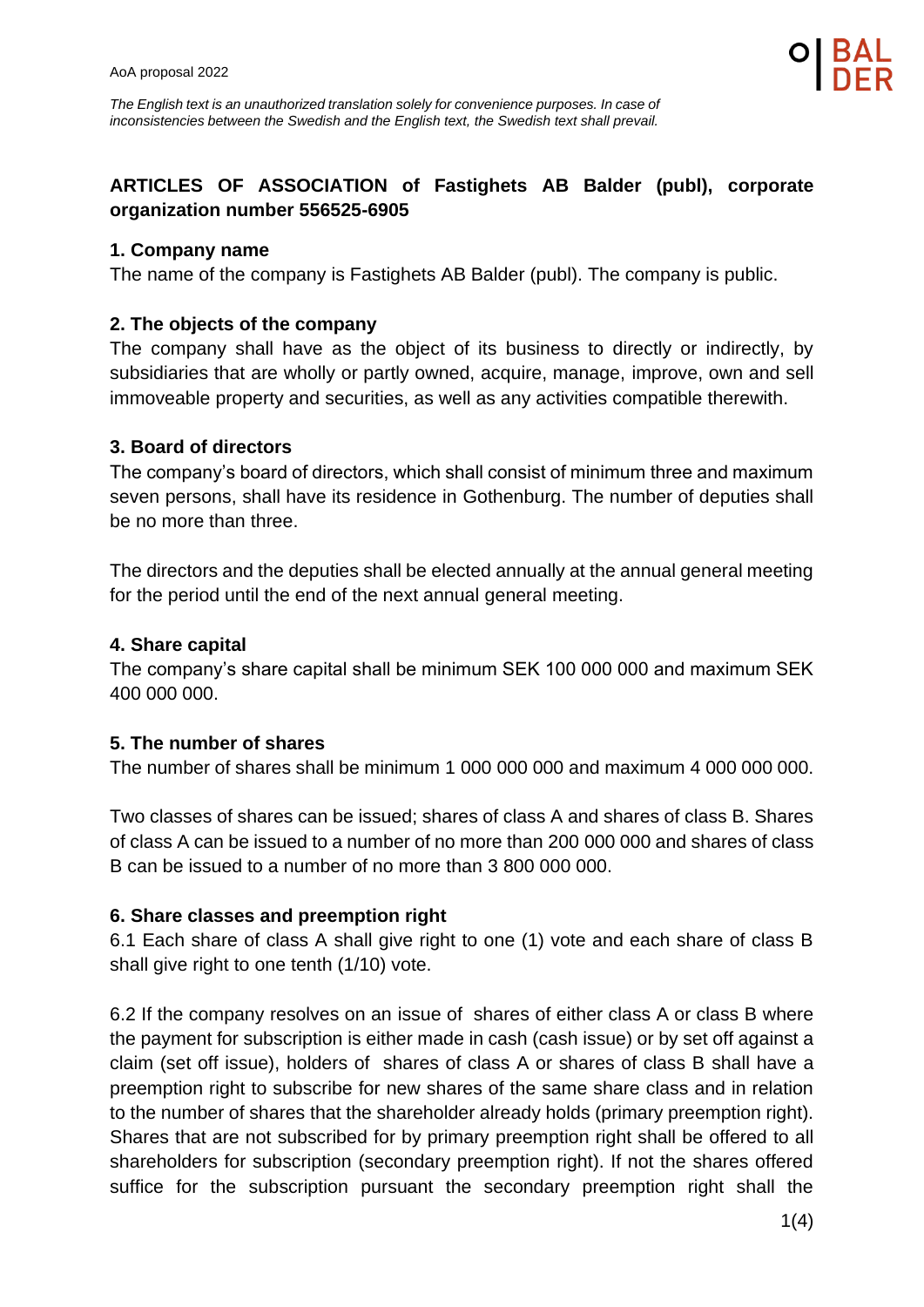*The English text is an unauthorized translation solely for convenience purposes. In case of inconsistencies between the Swedish and the English text, the Swedish text shall prevail.*

**ARTICLES OF ASSOCIATION of Fastighets AB Balder (publ), corporate organization number 556525-6905**

**1. Company name**

The name of the company is Fastighets AB Balder (publ). The company is public.

**2. The objects of the company**

The company shall have as the object of its business to directly or indirectly, by subsidiaries that are wholly or partly owned, acquire, manage, improve, own and sell immoveable property and securities, as well as any activities compatible therewith.

**3. Board of directors**

The company's board of directors, which shall consist of minimum three and maximum seven persons, shall have its residence in Gothenburg. The number of deputies shall be no more than three.

The directors and the deputies shall be elected annually at the annual general meeting for the period until the end of the next annual general meeting.

**4. Share capital**

The company's share capital shall be minimum SEK 100 000 000 and maximum SEK 400 000 000.

**5. The number of shares**

The number of shares shall be minimum 1 000 000 000 and maximum 4 000 000 000.

Two classes of shares can be issued; shares of class A and shares of class B. Shares of class A can be issued to a number of no more than 200 000 000 and shares of class B can be issued to a number of no more than 3 800 000 000.

**6. Share classes and preemption right**

6.1 Each share of class A shall give right to one (1) vote and each share of class B shall give right to one tenth (1/10) vote.

6.2 If the company resolves on an issue of shares of either class A or class B where the payment for subscription is either made in cash (cash issue) or by set off against a claim (set off issue), holders of shares of class A or shares of class B shall have a preemption right to subscribe for new shares of the same share class and in relation to the number of shares that the shareholder already holds (primary preemption right). Shares that are not subscribed for by primary preemption right shall be offered to all shareholders for subscription (secondary preemption right). If not the shares offered suffice for the subscription pursuant the secondary preemption right shall the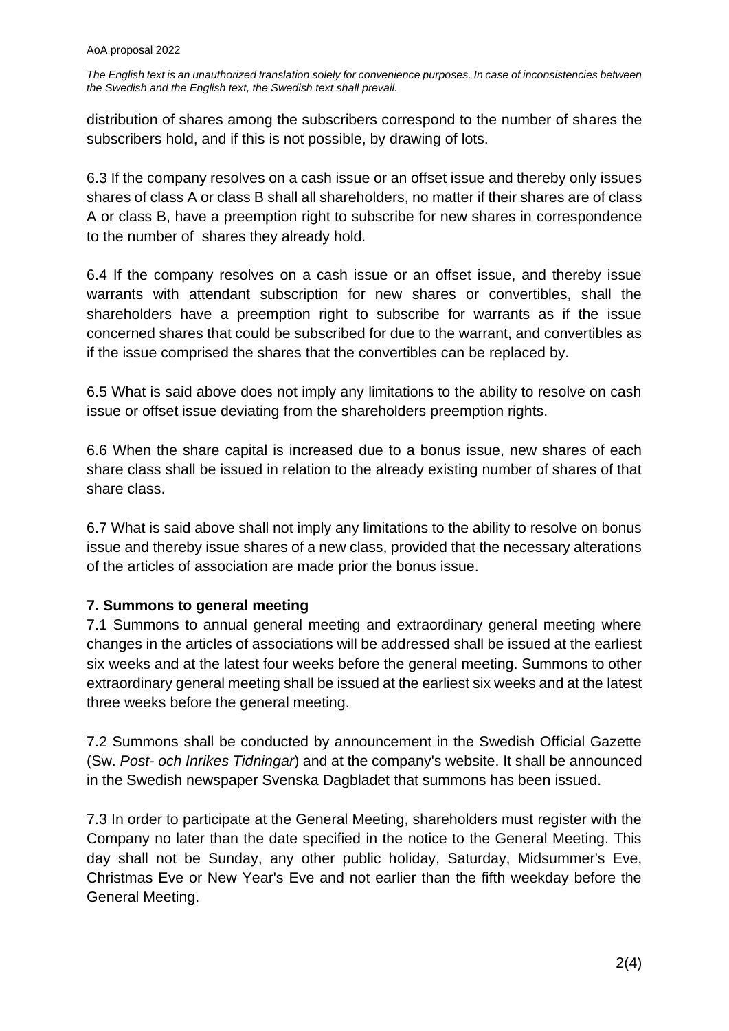distribution of shares among the subscribers correspond to the number of shares the subscribers hold, and if this is not possible, by drawing of lots.

6.3 If the company resolves on a cash issue or an offset issue and thereby only issues shares of class A or class B shall all shareholders, no matter if their shares are of class A or class B, have a preemption right to subscribe for new shares in correspondence to the number of shares they already hold.

6.4 If the company resolves on a cash issue or an offset issue, and thereby issue warrants with attendant subscription for new shares or convertibles, shall the shareholders have a preemption right to subscribe for warrants as if the issue concerned shares that could be subscribed for due to the warrant, and convertibles as if the issue comprised the shares that the convertibles can be replaced by.

6.5 What is said above does not imply any limitations to the ability to resolve on cash issue or offset issue deviating from the shareholders preemption rights.

6.6 When the share capital is increased due to a bonus issue, new shares of each share class shall be issued in relation to the already existing number of shares of that share class.

6.7 What is said above shall not imply any limitations to the ability to resolve on bonus issue and thereby issue shares of a new class, provided that the necessary alterations of the articles of association are made prior the bonus issue.

**7. Summons to general meeting**

7.1 Summons to annual general meeting and extraordinary general meeting where changes in the articles of associations will be addressed shall be issued at the earliest six weeks and at the latest four weeks before the general meeting. Summons to other extraordinary general meeting shall be issued at the earliest six weeks and at the latest three weeks before the general meeting.

7.2 Summons shall be conducted by announcement in the Swedish Official Gazette (Sw. *Post- och Inrikes Tidningar*) and at the company's website. It shall be announced in the Swedish newspaper Svenska Dagbladet that summons has been issued.

7.3 In order to participate at the General Meeting, shareholders must register with the Company no later than the date specified in the notice to the General Meeting. This day shall not be Sunday, any other public holiday, Saturday, Midsummer's Eve, Christmas Eve or New Year's Eve and not earlier than the fifth weekday before the General Meeting.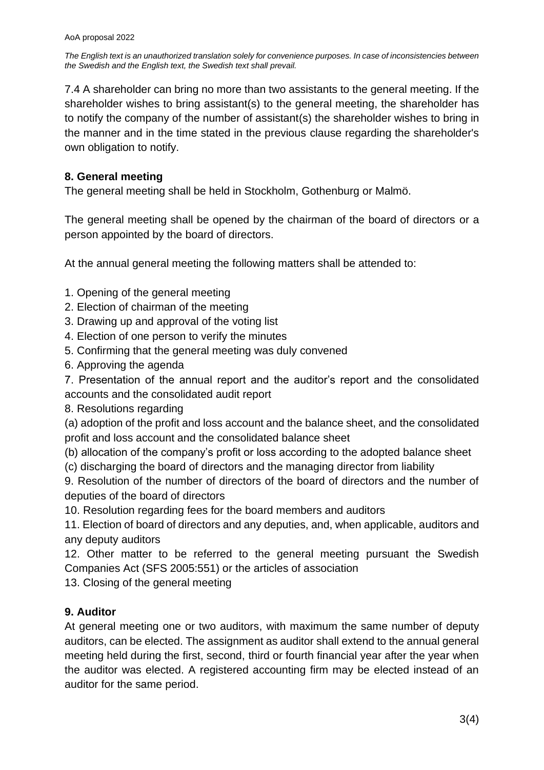*The English text is an unauthorized translation solely for convenience purposes. In case of inconsistencies between the Swedish and the English text, the Swedish text shall prevail.*

7.4 A shareholder can bring no more than two assistants to the general meeting. If the shareholder wishes to bring assistant(s) to the general meeting, the shareholder has to notify the company of the number of assistant(s) the shareholder wishes to bring in the manner and in the time stated in the previous clause regarding the shareholder's own obligation to notify.

## 8. General meeting

The general meeting shall be held in Stockholm, Gothenburg or Malmö.

The general meeting shall be opened by the chairman of the board of directors or a person appointed by the board of directors.

At the annual general meeting the following matters shall be attended to:

1. Opening of the general meeting
2. Election of chairman of the meeting
3. Drawing up and approval of the voting list
4. Election of one person to verify the minutes
5. Confirming that the general meeting was duly convened
6. Approving the agenda
7. Presentation of the annual report and the auditor's report and the consolidated accounts and the consolidated audit report
8. Resolutions regarding
   (a) adoption of the profit and loss account and the balance sheet, and the consolidated profit and loss account and the consolidated balance sheet
   (b) allocation of the company's profit or loss according to the adopted balance sheet
   (c) discharging the board of directors and the managing director from liability
9. Resolution of the number of directors of the board of directors and the number of deputies of the board of directors
10. Resolution regarding fees for the board members and auditors
11. Election of board of directors and any deputies, and, when applicable, auditors and any deputy auditors
12. Other matter to be referred to the general meeting pursuant the Swedish Companies Act (SFS 2005:551) or the articles of association
13. Closing of the general meeting

## 9. Auditor

At general meeting one or two auditors, with maximum the same number of deputy auditors, can be elected. The assignment as auditor shall extend to the annual general meeting held during the first, second, third or fourth financial year after the year when the auditor was elected. A registered accounting firm may be elected instead of an auditor for the same period.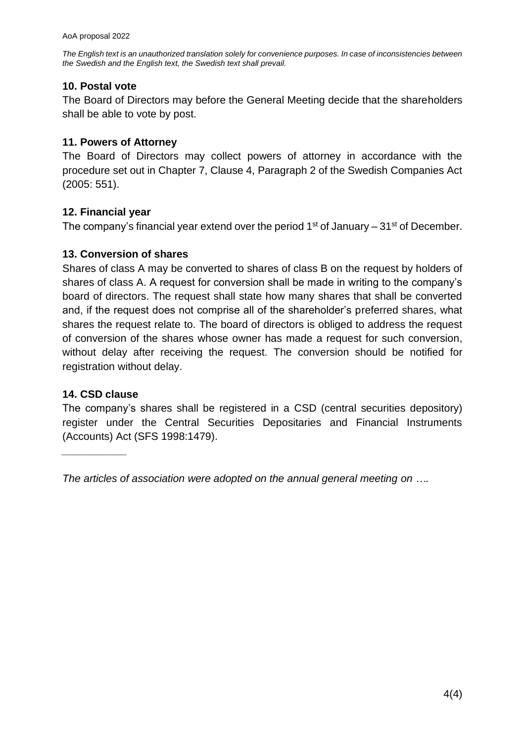*The English text is an unauthorized translation solely for convenience purposes. In case of inconsistencies between the Swedish and the English text, the Swedish text shall prevail.*

## 10. Postal vote

The Board of Directors may before the General Meeting decide that the shareholders shall be able to vote by post.

## 11. Powers of Attorney

The Board of Directors may collect powers of attorney in accordance with the procedure set out in Chapter 7, Clause 4, Paragraph 2 of the Swedish Companies Act (2005: 551).

## 12. Financial year

The company's financial year extend over the period 1st of January – 31st of December.

## 13. Conversion of shares

Shares of class A may be converted to shares of class B on the request by holders of shares of class A. A request for conversion shall be made in writing to the company's board of directors. The request shall state how many shares that shall be converted and, if the request does not comprise all of the shareholder's preferred shares, what shares the request relate to. The board of directors is obliged to address the request of conversion of the shares whose owner has made a request for such conversion, without delay after receiving the request. The conversion should be notified for registration without delay.

## 14. CSD clause

The company's shares shall be registered in a CSD (central securities depository) register under the Central Securities Depositaries and Financial Instruments (Accounts) Act (SFS 1998:1479).

---

*The articles of association were adopted on the annual general meeting on ….*